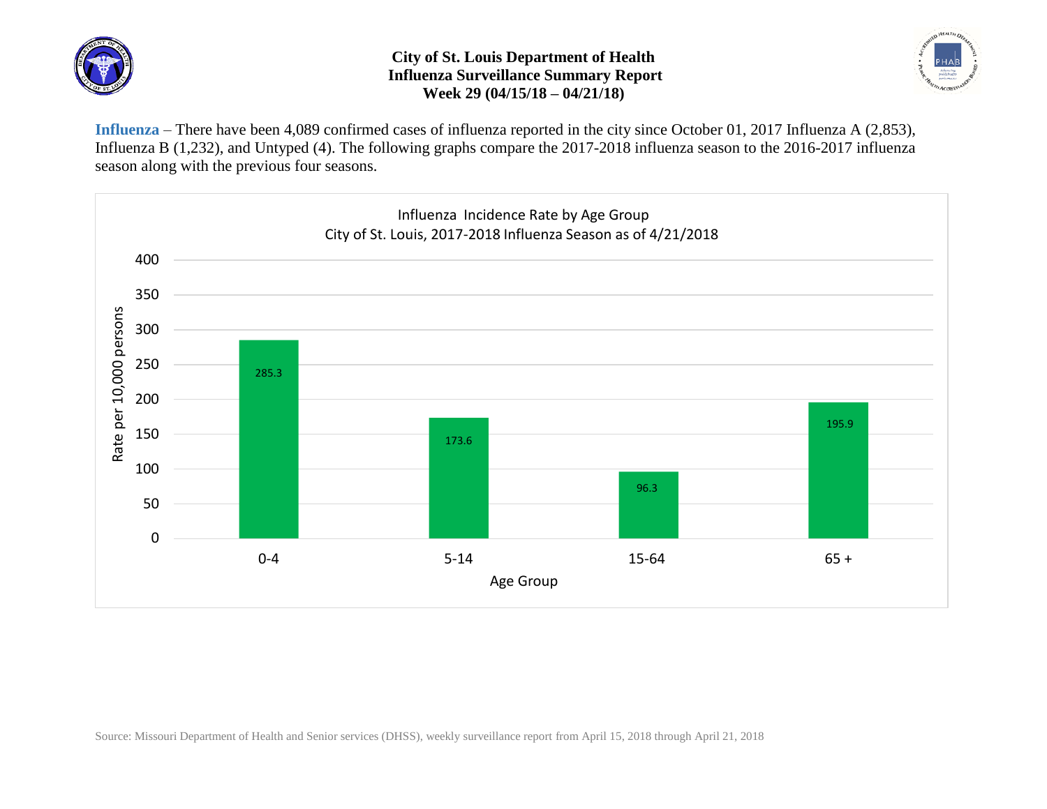# City of St. Louis Department of Health
## Influenza Surveillance Summary Report
### Week 29 (04/15/18 – 04/21/18)

**Influenza** – There have been 4,089 confirmed cases of influenza reported in the city since October 01, 2017 Influenza A (2,853), Influenza B (1,232), and Untyped (4). The following graphs compare the 2017-2018 influenza season to the 2016-2017 influenza season along with the previous four seasons.

Influenza Incidence Rate by Age Group
City of St. Louis, 2017-2018 Influenza Season as of 4/21/2018

| Age Group | Rate per 10,000 persons |
|---|---|
| 0-4 | 285.3 |
| 5-14 | 173.6 |
| 15-64 | 96.3 |
| 65 + | 195.9 |

Source: Missouri Department of Health and Senior services (DHSS), weekly surveillance report from April 15, 2018 through April 21, 2018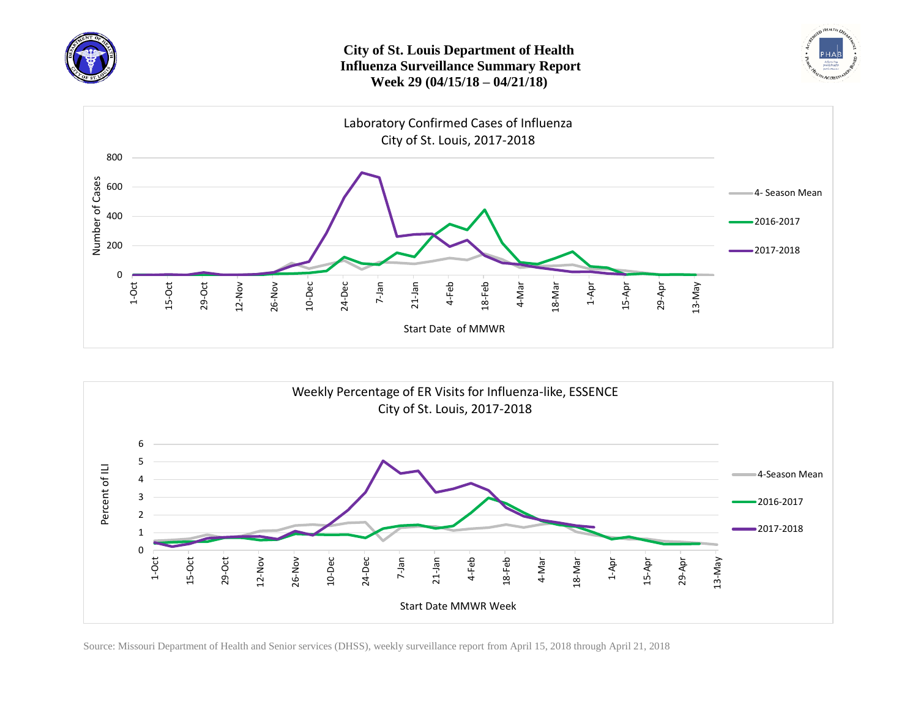# City of St. Louis Department of Health
## Influenza Surveillance Summary Report
## Week 29 (04/15/18 – 04/21/18)

Laboratory Confirmed Cases of Influenza
City of St. Louis, 2017-2018

Number of Cases

0
200
400
600
800

1-Oct 15-Oct 29-Oct 12-Nov 26-Nov 10-Dec 24-Dec 7-Jan 21-Jan 4-Feb 18-Feb 4-Mar 18-Mar 1-Apr 15-Apr 29-Apr 13-May

Start Date of MMWR

4- Season Mean
2016-2017
2017-2018

Weekly Percentage of ER Visits for Influenza-like, ESSENCE
City of St. Louis, 2017-2018

Percent of ILI

0
1
2
3
4
5
6

1-Oct 15-Oct 29-Oct 12-Nov 26-Nov 10-Dec 24-Dec 7-Jan 21-Jan 4-Feb 18-Feb 4-Mar 18-Mar 1-Apr 15-Apr 29-Apr 13-May

Start Date MMWR Week

4-Season Mean
2016-2017
2017-2018

Source: Missouri Department of Health and Senior services (DHSS), weekly surveillance report from April 15, 2018 through April 21, 2018